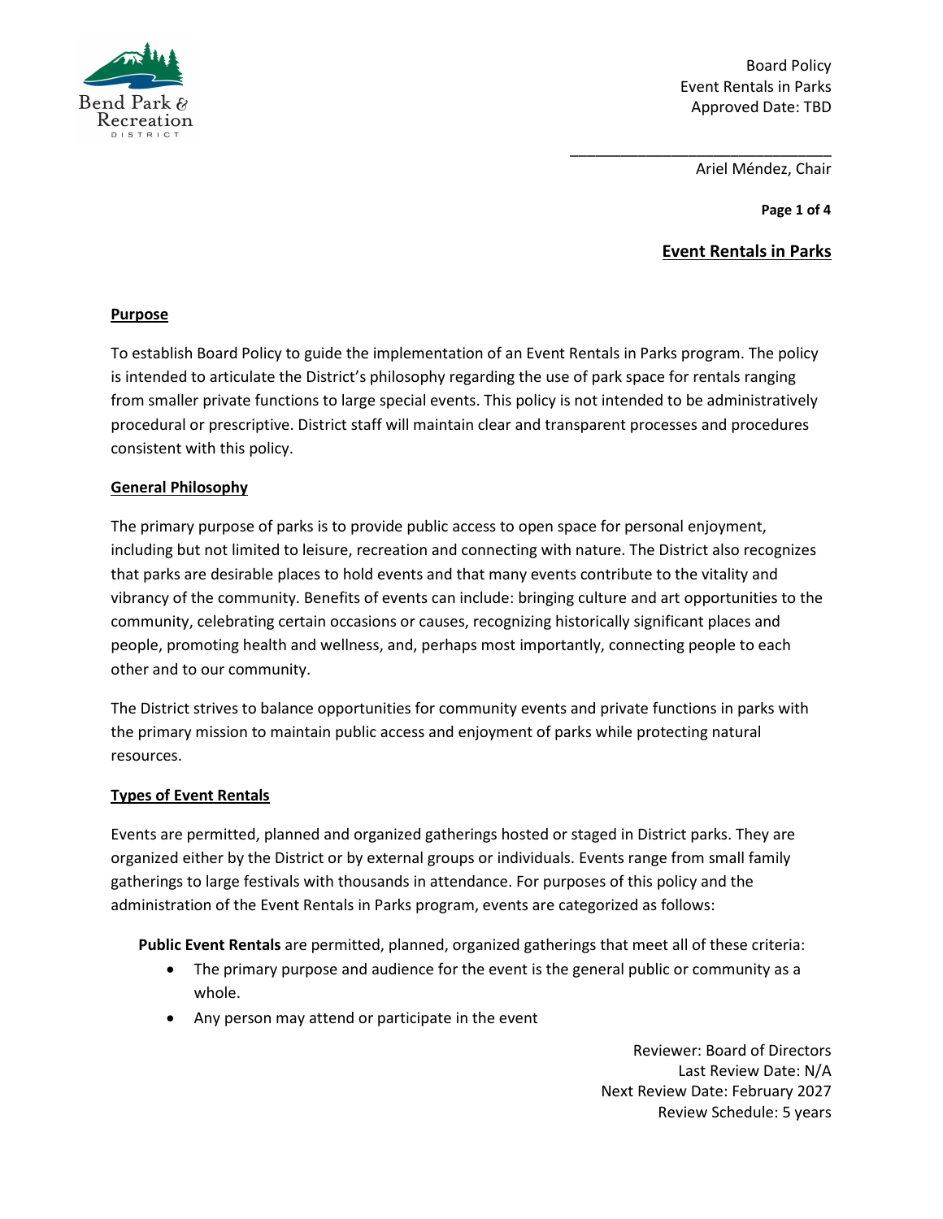Board Policy
Event Rentals in Parks
Approved Date: TBD

\_\_\_\_\_\_\_\_\_\_\_\_\_\_\_\_\_\_\_\_\_\_\_\_\_\_\_\_\_\_\_\_

Ariel Méndez, Chair

# Event Rentals in Parks

## Purpose

To establish Board Policy to guide the implementation of an Event Rentals in Parks program. The policy is intended to articulate the District's philosophy regarding the use of park space for rentals ranging from smaller private functions to large special events. This policy is not intended to be administratively procedural or prescriptive. District staff will maintain clear and transparent processes and procedures consistent with this policy.

## General Philosophy

The primary purpose of parks is to provide public access to open space for personal enjoyment, including but not limited to leisure, recreation and connecting with nature. The District also recognizes that parks are desirable places to hold events and that many events contribute to the vitality and vibrancy of the community. Benefits of events can include: bringing culture and art opportunities to the community, celebrating certain occasions or causes, recognizing historically significant places and people, promoting health and wellness, and, perhaps most importantly, connecting people to each other and to our community.

The District strives to balance opportunities for community events and private functions in parks with the primary mission to maintain public access and enjoyment of parks while protecting natural resources.

## Types of Event Rentals

Events are permitted, planned and organized gatherings hosted or staged in District parks. They are organized either by the District or by external groups or individuals. Events range from small family gatherings to large festivals with thousands in attendance. For purposes of this policy and the administration of the Event Rentals in Parks program, events are categorized as follows:

**Public Event Rentals** are permitted, planned, organized gatherings that meet all of these criteria:

- The primary purpose and audience for the event is the general public or community as a whole.
- Any person may attend or participate in the event

Reviewer: Board of Directors
Last Review Date: N/A
Next Review Date: February 2027
Review Schedule: 5 years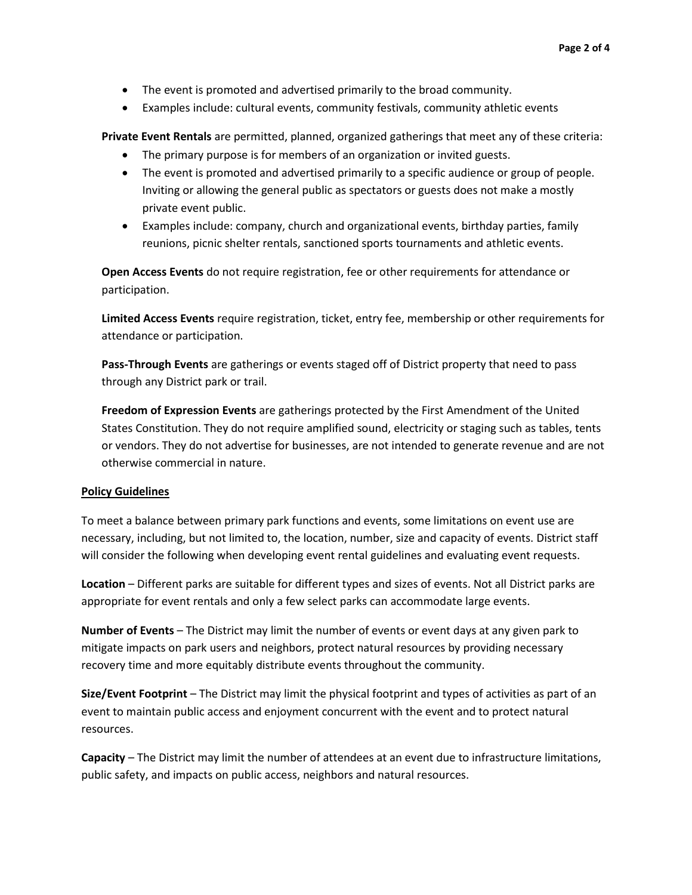- The event is promoted and advertised primarily to the broad community.
- Examples include: cultural events, community festivals, community athletic events

**Private Event Rentals** are permitted, planned, organized gatherings that meet any of these criteria:

- The primary purpose is for members of an organization or invited guests.
- The event is promoted and advertised primarily to a specific audience or group of people. Inviting or allowing the general public as spectators or guests does not make a mostly private event public.
- Examples include: company, church and organizational events, birthday parties, family reunions, picnic shelter rentals, sanctioned sports tournaments and athletic events.

**Open Access Events** do not require registration, fee or other requirements for attendance or participation.

**Limited Access Events** require registration, ticket, entry fee, membership or other requirements for attendance or participation.

**Pass-Through Events** are gatherings or events staged off of District property that need to pass through any District park or trail.

**Freedom of Expression Events** are gatherings protected by the First Amendment of the United States Constitution. They do not require amplified sound, electricity or staging such as tables, tents or vendors. They do not advertise for businesses, are not intended to generate revenue and are not otherwise commercial in nature.

## Policy Guidelines

To meet a balance between primary park functions and events, some limitations on event use are necessary, including, but not limited to, the location, number, size and capacity of events. District staff will consider the following when developing event rental guidelines and evaluating event requests.

**Location** – Different parks are suitable for different types and sizes of events. Not all District parks are appropriate for event rentals and only a few select parks can accommodate large events.

**Number of Events** – The District may limit the number of events or event days at any given park to mitigate impacts on park users and neighbors, protect natural resources by providing necessary recovery time and more equitably distribute events throughout the community.

**Size/Event Footprint** – The District may limit the physical footprint and types of activities as part of an event to maintain public access and enjoyment concurrent with the event and to protect natural resources.

**Capacity** – The District may limit the number of attendees at an event due to infrastructure limitations, public safety, and impacts on public access, neighbors and natural resources.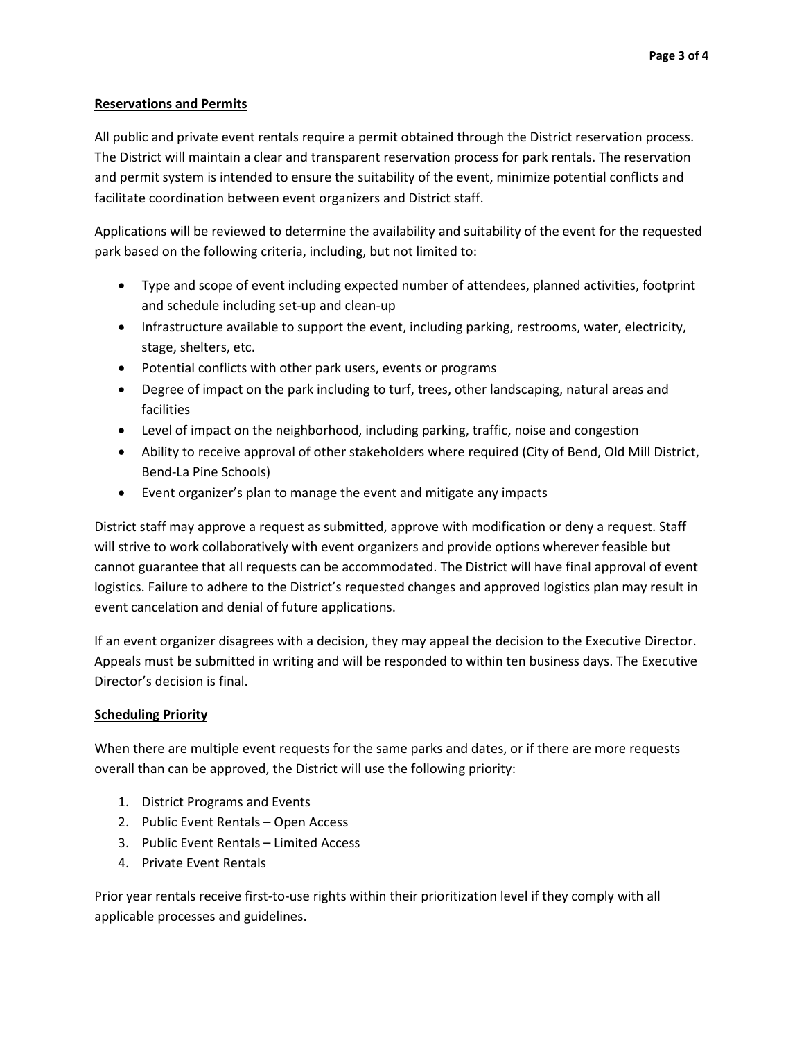**Reservations and Permits**

All public and private event rentals require a permit obtained through the District reservation process. The District will maintain a clear and transparent reservation process for park rentals. The reservation and permit system is intended to ensure the suitability of the event, minimize potential conflicts and facilitate coordination between event organizers and District staff.

Applications will be reviewed to determine the availability and suitability of the event for the requested park based on the following criteria, including, but not limited to:

- Type and scope of event including expected number of attendees, planned activities, footprint and schedule including set-up and clean-up
- Infrastructure available to support the event, including parking, restrooms, water, electricity, stage, shelters, etc.
- Potential conflicts with other park users, events or programs
- Degree of impact on the park including to turf, trees, other landscaping, natural areas and facilities
- Level of impact on the neighborhood, including parking, traffic, noise and congestion
- Ability to receive approval of other stakeholders where required (City of Bend, Old Mill District, Bend-La Pine Schools)
- Event organizer's plan to manage the event and mitigate any impacts

District staff may approve a request as submitted, approve with modification or deny a request. Staff will strive to work collaboratively with event organizers and provide options wherever feasible but cannot guarantee that all requests can be accommodated. The District will have final approval of event logistics. Failure to adhere to the District's requested changes and approved logistics plan may result in event cancelation and denial of future applications.

If an event organizer disagrees with a decision, they may appeal the decision to the Executive Director. Appeals must be submitted in writing and will be responded to within ten business days. The Executive Director's decision is final.

**Scheduling Priority**

When there are multiple event requests for the same parks and dates, or if there are more requests overall than can be approved, the District will use the following priority:

1. District Programs and Events
2. Public Event Rentals – Open Access
3. Public Event Rentals – Limited Access
4. Private Event Rentals

Prior year rentals receive first-to-use rights within their prioritization level if they comply with all applicable processes and guidelines.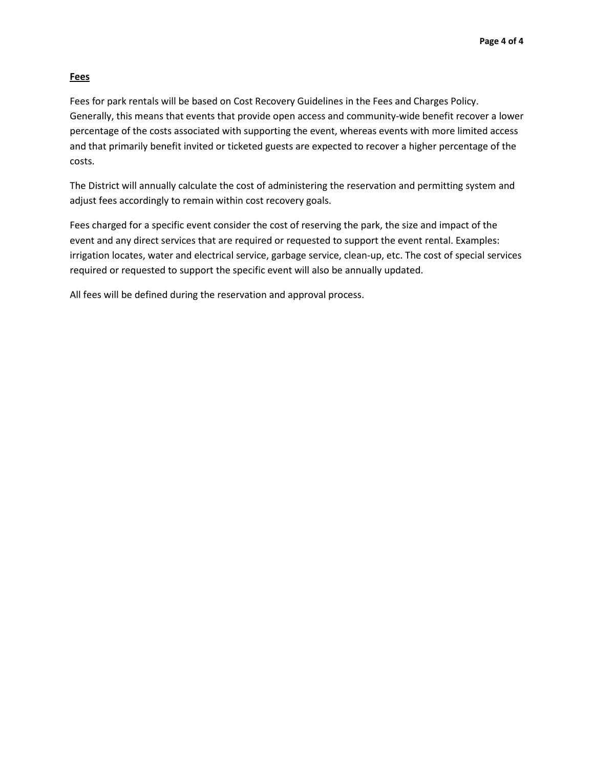**Fees**

Fees for park rentals will be based on Cost Recovery Guidelines in the Fees and Charges Policy. Generally, this means that events that provide open access and community-wide benefit recover a lower percentage of the costs associated with supporting the event, whereas events with more limited access and that primarily benefit invited or ticketed guests are expected to recover a higher percentage of the costs.

The District will annually calculate the cost of administering the reservation and permitting system and adjust fees accordingly to remain within cost recovery goals.

Fees charged for a specific event consider the cost of reserving the park, the size and impact of the event and any direct services that are required or requested to support the event rental. Examples: irrigation locates, water and electrical service, garbage service, clean-up, etc. The cost of special services required or requested to support the specific event will also be annually updated.

All fees will be defined during the reservation and approval process.